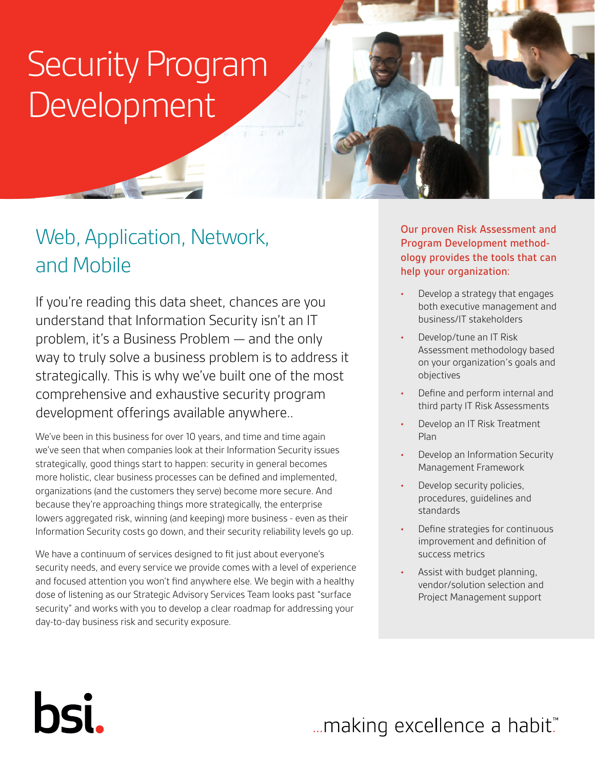# Security Program Development

## Web, Application, Network, and Mobile

If you're reading this data sheet, chances are you understand that Information Security isn't an IT problem, it's a Business Problem — and the only way to truly solve a business problem is to address it strategically. This is why we've built one of the most comprehensive and exhaustive security program development offerings available anywhere..

We've been in this business for over 10 years, and time and time again we've seen that when companies look at their Information Security issues strategically, good things start to happen: security in general becomes more holistic, clear business processes can be defined and implemented, organizations (and the customers they serve) become more secure. And because they're approaching things more strategically, the enterprise lowers aggregated risk, winning (and keeping) more business - even as their Information Security costs go down, and their security reliability levels go up.

We have a continuum of services designed to fit just about everyone's security needs, and every service we provide comes with a level of experience and focused attention you won't find anywhere else. We begin with a healthy dose of listening as our Strategic Advisory Services Team looks past "surface security" and works with you to develop a clear roadmap for addressing your day-to-day business risk and security exposure.

Our proven Risk Assessment and Program Development methodology provides the tools that can help your organization:

- Develop a strategy that engages both executive management and business/IT stakeholders
- Develop/tune an IT Risk Assessment methodology based on your organization's goals and objectives
- Define and perform internal and third party IT Risk Assessments
- Develop an IT Risk Treatment Plan
- Develop an Information Security Management Framework
- Develop security policies, procedures, guidelines and standards
- Define strategies for continuous improvement and definition of success metrics
- Assist with budget planning, vendor/solution selection and Project Management support

bsi.

...making excellence a habit.™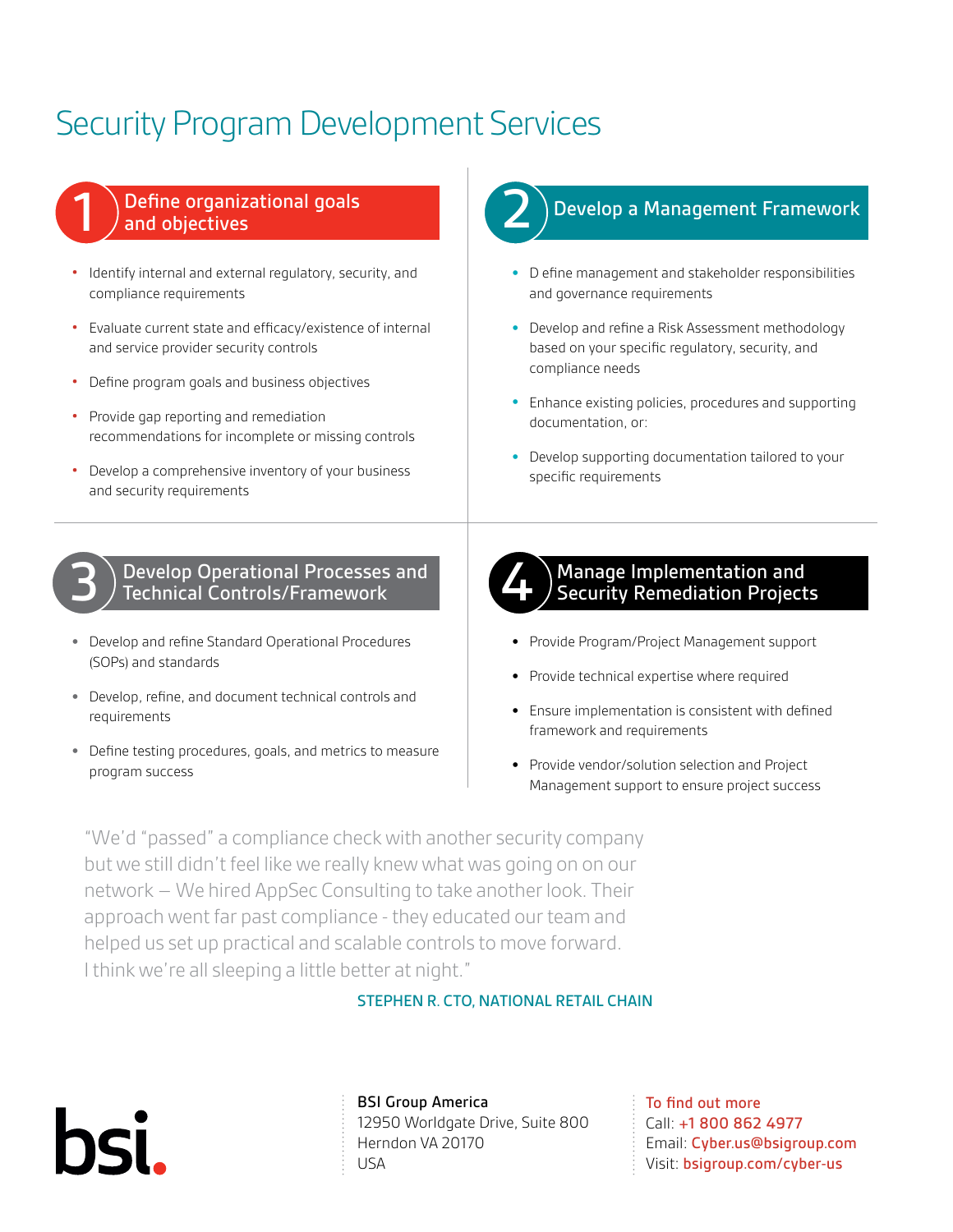# Security Program Development Services

## 1 Define organizational goals and objectives

- Identify internal and external regulatory, security, and compliance requirements
- Evaluate current state and efficacy/existence of internal and service provider security controls
- Define program goals and business objectives
- Provide gap reporting and remediation recommendations for incomplete or missing controls
- Develop a comprehensive inventory of your business and security requirements

## 2 Develop a Management Framework

- D efine management and stakeholder responsibilities and governance requirements
- Develop and refine a Risk Assessment methodology based on your specific regulatory, security, and compliance needs
- Enhance existing policies, procedures and supporting documentation, or:
- Develop supporting documentation tailored to your specific requirements

## 3 Develop Operational Processes and Technical Controls/Framework

- Develop and refine Standard Operational Procedures (SOPs) and standards
- Develop, refine, and document technical controls and requirements
- Define testing procedures, goals, and metrics to measure program success

## 4 Manage Implementation and Security Remediation Projects

- Provide Program/Project Management support
- Provide technical expertise where required
- Ensure implementation is consistent with defined framework and requirements
- Provide vendor/solution selection and Project Management support to ensure project success

> "We'd "passed" a compliance check with another security company but we still didn't feel like we really knew what was going on on our network – We hired AppSec Consulting to take another look. Their approach went far past compliance - they educated our team and helped us set up practical and scalable controls to move forward. I think we're all sleeping a little better at night."

STEPHEN R. CTO, NATIONAL RETAIL CHAIN

bsi.

**BSI Group America**
12950 Worldgate Drive, Suite 800
Herndon VA 20170
USA

**To find out more**
Call: +1 800 862 4977
Email: Cyber.us@bsigroup.com
Visit: bsigroup.com/cyber-us